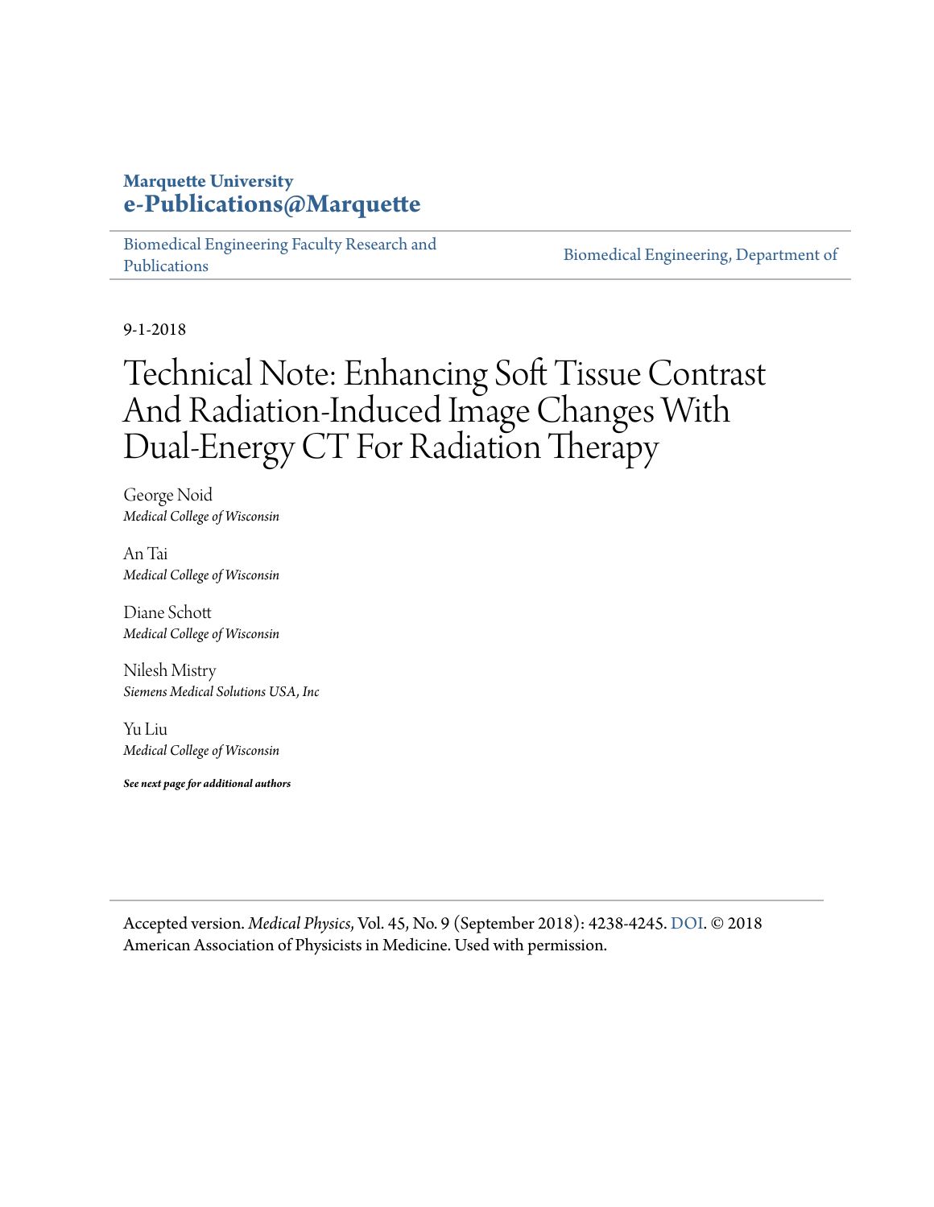**Marquette University**
**e-Publications@Marquette**

Biomedical Engineering Faculty Research and Publications | Biomedical Engineering, Department of

9-1-2018

# Technical Note: Enhancing Soft Tissue Contrast And Radiation-Induced Image Changes With Dual-Energy CT For Radiation Therapy

George Noid
*Medical College of Wisconsin*

An Tai
*Medical College of Wisconsin*

Diane Schott
*Medical College of Wisconsin*

Nilesh Mistry
*Siemens Medical Solutions USA, Inc*

Yu Liu
*Medical College of Wisconsin*

***See next page for additional authors***

Accepted version. *Medical Physics*, Vol. 45, No. 9 (September 2018): 4238-4245. DOI. © 2018 American Association of Physicists in Medicine. Used with permission.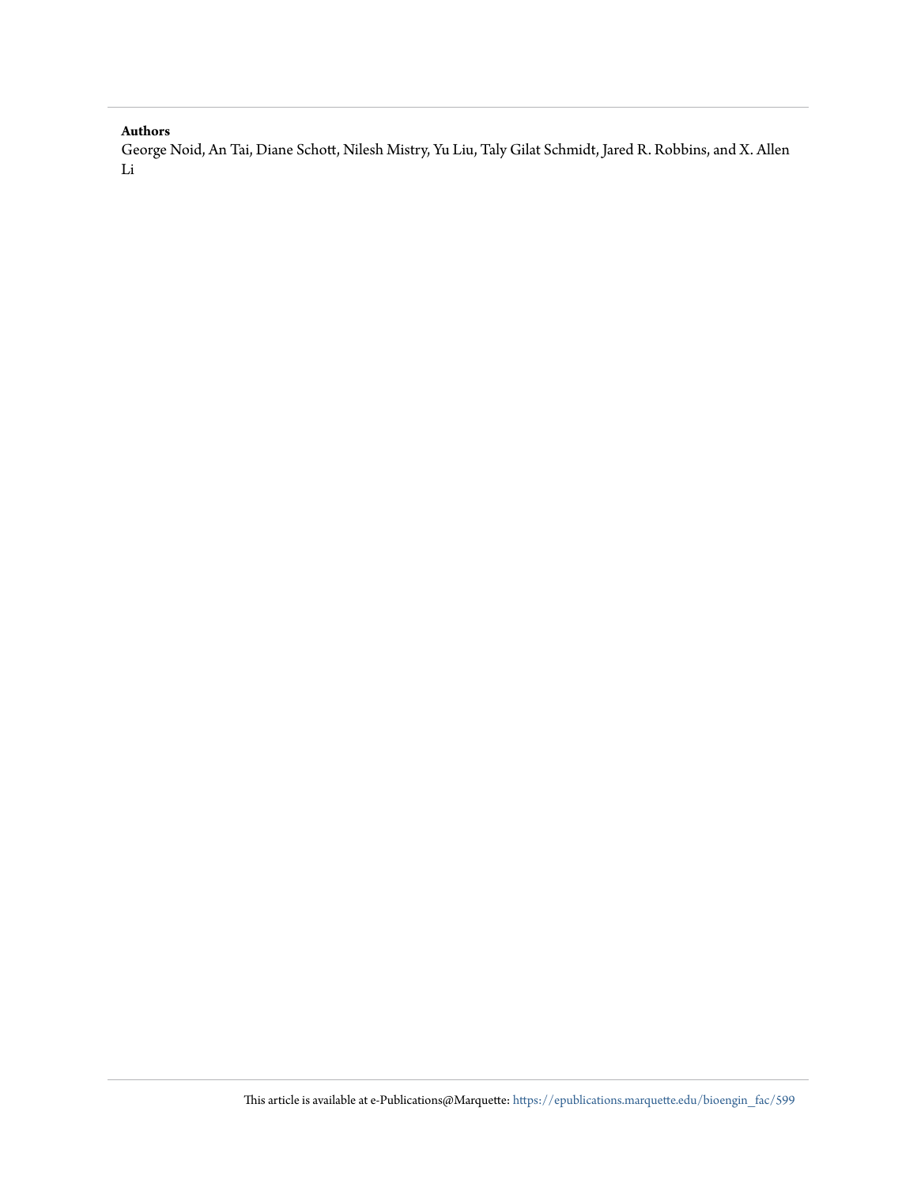**Authors**

George Noid, An Tai, Diane Schott, Nilesh Mistry, Yu Liu, Taly Gilat Schmidt, Jared R. Robbins, and X. Allen Li

This article is available at e-Publications@Marquette: https://epublications.marquette.edu/bioengin_fac/599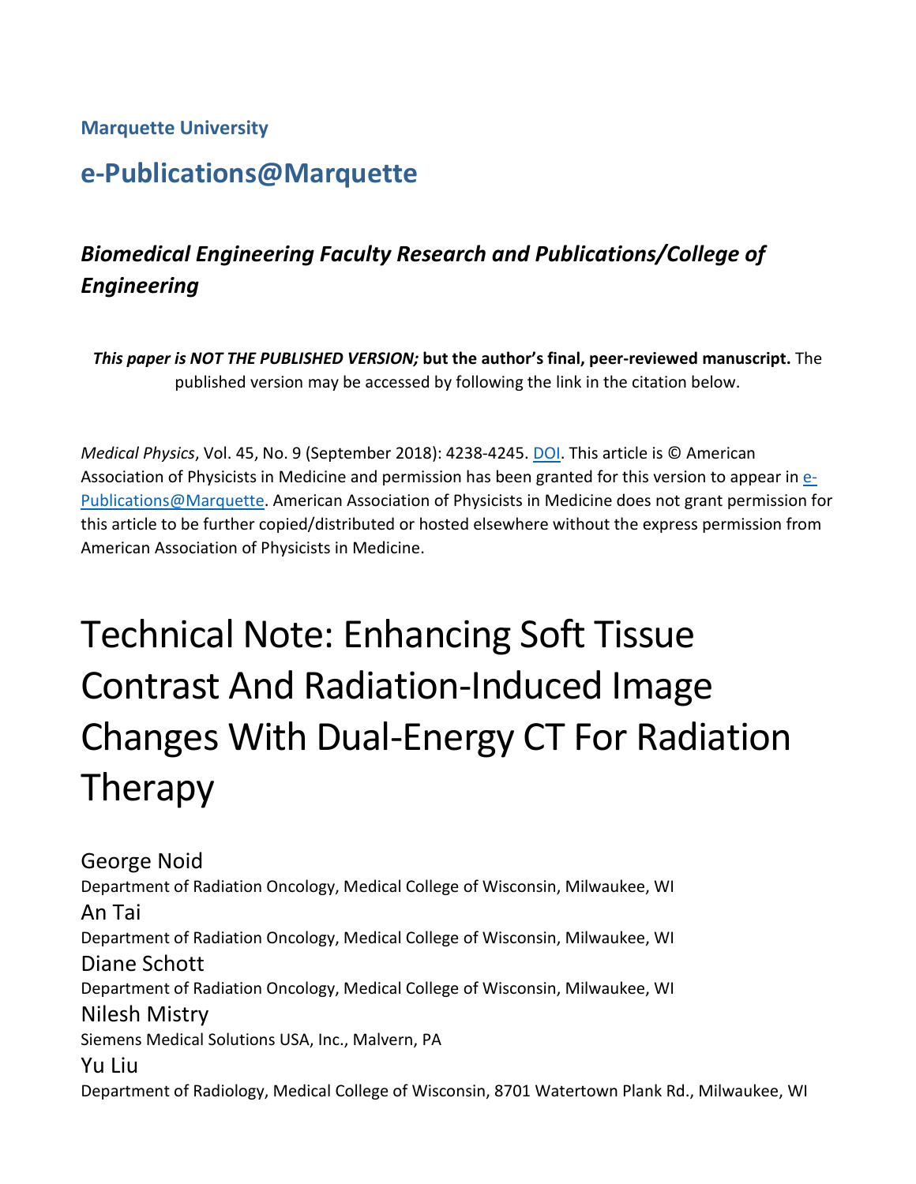**Marquette University**

## e-Publications@Marquette

### *Biomedical Engineering Faculty Research and Publications/College of Engineering*

***This paper is NOT THE PUBLISHED VERSION;* but the author's final, peer-reviewed manuscript.** The published version may be accessed by following the link in the citation below.

*Medical Physics*, Vol. 45, No. 9 (September 2018): 4238-4245. DOI. This article is © American Association of Physicists in Medicine and permission has been granted for this version to appear in e-Publications@Marquette. American Association of Physicists in Medicine does not grant permission for this article to be further copied/distributed or hosted elsewhere without the express permission from American Association of Physicists in Medicine.

# Technical Note: Enhancing Soft Tissue Contrast And Radiation-Induced Image Changes With Dual-Energy CT For Radiation Therapy

George Noid
Department of Radiation Oncology, Medical College of Wisconsin, Milwaukee, WI

An Tai
Department of Radiation Oncology, Medical College of Wisconsin, Milwaukee, WI

Diane Schott
Department of Radiation Oncology, Medical College of Wisconsin, Milwaukee, WI

Nilesh Mistry
Siemens Medical Solutions USA, Inc., Malvern, PA

Yu Liu
Department of Radiology, Medical College of Wisconsin, 8701 Watertown Plank Rd., Milwaukee, WI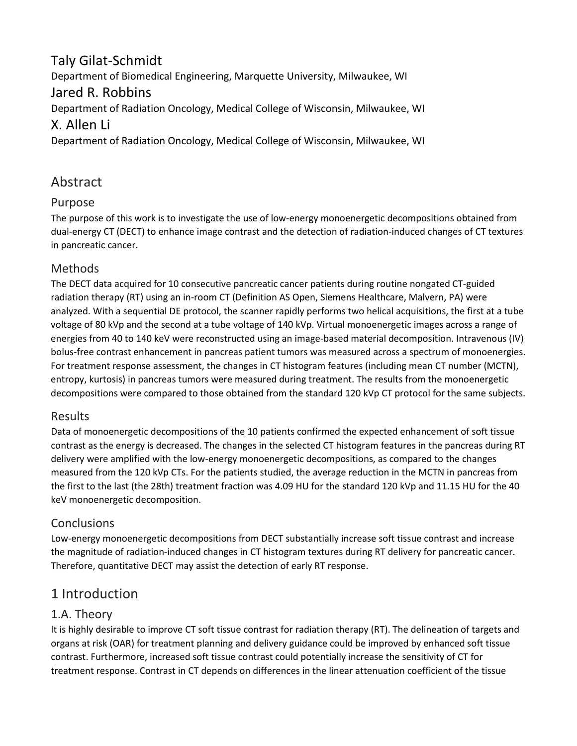Taly Gilat-Schmidt

Department of Biomedical Engineering, Marquette University, Milwaukee, WI

Jared R. Robbins

Department of Radiation Oncology, Medical College of Wisconsin, Milwaukee, WI

X. Allen Li

Department of Radiation Oncology, Medical College of Wisconsin, Milwaukee, WI

## Abstract

### Purpose

The purpose of this work is to investigate the use of low-energy monoenergetic decompositions obtained from dual-energy CT (DECT) to enhance image contrast and the detection of radiation-induced changes of CT textures in pancreatic cancer.

### Methods

The DECT data acquired for 10 consecutive pancreatic cancer patients during routine nongated CT-guided radiation therapy (RT) using an in-room CT (Definition AS Open, Siemens Healthcare, Malvern, PA) were analyzed. With a sequential DE protocol, the scanner rapidly performs two helical acquisitions, the first at a tube voltage of 80 kVp and the second at a tube voltage of 140 kVp. Virtual monoenergetic images across a range of energies from 40 to 140 keV were reconstructed using an image-based material decomposition. Intravenous (IV) bolus-free contrast enhancement in pancreas patient tumors was measured across a spectrum of monoenergies. For treatment response assessment, the changes in CT histogram features (including mean CT number (MCTN), entropy, kurtosis) in pancreas tumors were measured during treatment. The results from the monoenergetic decompositions were compared to those obtained from the standard 120 kVp CT protocol for the same subjects.

### Results

Data of monoenergetic decompositions of the 10 patients confirmed the expected enhancement of soft tissue contrast as the energy is decreased. The changes in the selected CT histogram features in the pancreas during RT delivery were amplified with the low-energy monoenergetic decompositions, as compared to the changes measured from the 120 kVp CTs. For the patients studied, the average reduction in the MCTN in pancreas from the first to the last (the 28th) treatment fraction was 4.09 HU for the standard 120 kVp and 11.15 HU for the 40 keV monoenergetic decomposition.

### Conclusions

Low-energy monoenergetic decompositions from DECT substantially increase soft tissue contrast and increase the magnitude of radiation-induced changes in CT histogram textures during RT delivery for pancreatic cancer. Therefore, quantitative DECT may assist the detection of early RT response.

## 1 Introduction

### 1.A. Theory

It is highly desirable to improve CT soft tissue contrast for radiation therapy (RT). The delineation of targets and organs at risk (OAR) for treatment planning and delivery guidance could be improved by enhanced soft tissue contrast. Furthermore, increased soft tissue contrast could potentially increase the sensitivity of CT for treatment response. Contrast in CT depends on differences in the linear attenuation coefficient of the tissue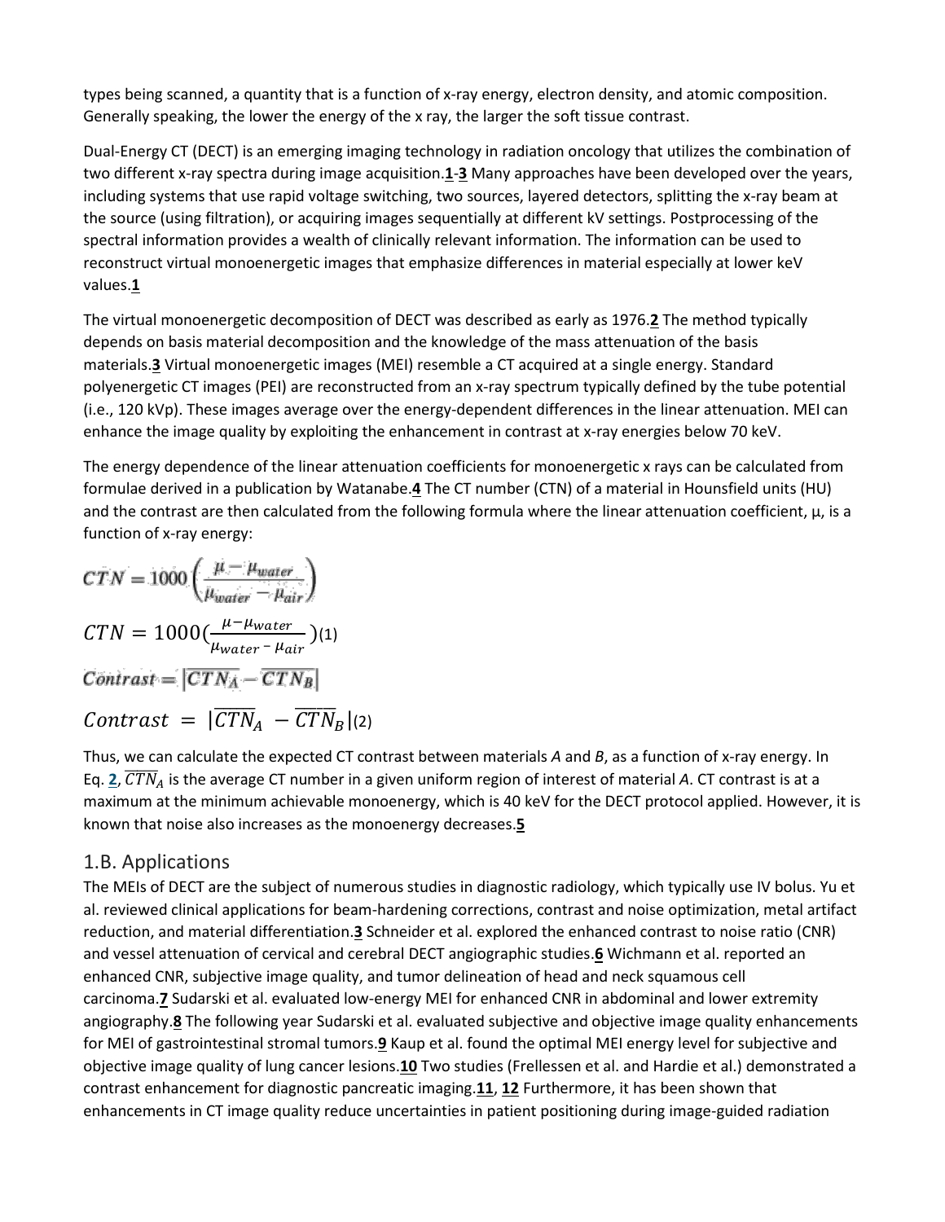types being scanned, a quantity that is a function of x-ray energy, electron density, and atomic composition. Generally speaking, the lower the energy of the x ray, the larger the soft tissue contrast.

Dual-Energy CT (DECT) is an emerging imaging technology in radiation oncology that utilizes the combination of two different x-ray spectra during image acquisition.[1-3] Many approaches have been developed over the years, including systems that use rapid voltage switching, two sources, layered detectors, splitting the x-ray beam at the source (using filtration), or acquiring images sequentially at different kV settings. Postprocessing of the spectral information provides a wealth of clinically relevant information. The information can be used to reconstruct virtual monoenergetic images that emphasize differences in material especially at lower keV values.[1]

The virtual monoenergetic decomposition of DECT was described as early as 1976.[2] The method typically depends on basis material decomposition and the knowledge of the mass attenuation of the basis materials.[3] Virtual monoenergetic images (MEI) resemble a CT acquired at a single energy. Standard polyenergetic CT images (PEI) are reconstructed from an x-ray spectrum typically defined by the tube potential (i.e., 120 kVp). These images average over the energy-dependent differences in the linear attenuation. MEI can enhance the image quality by exploiting the enhancement in contrast at x-ray energies below 70 keV.

The energy dependence of the linear attenuation coefficients for monoenergetic x rays can be calculated from formulae derived in a publication by Watanabe.[4] The CT number (CTN) of a material in Hounsfield units (HU) and the contrast are then calculated from the following formula where the linear attenuation coefficient, μ, is a function of x-ray energy:

$$CTN = 1000\left(\frac{\mu - \mu_{water}}{\mu_{water} - \mu_{air}}\right) \quad (1)$$

$$Contrast = \left|\overline{CTN_A} - \overline{CTN_B}\right| \quad (2)$$

Thus, we can calculate the expected CT contrast between materials *A* and *B*, as a function of x-ray energy. In Eq. 2, $\overline{CTN_A}$ is the average CT number in a given uniform region of interest of material *A*. CT contrast is at a maximum at the minimum achievable monoenergy, which is 40 keV for the DECT protocol applied. However, it is known that noise also increases as the monoenergy decreases.[5]

## 1.B. Applications

The MEIs of DECT are the subject of numerous studies in diagnostic radiology, which typically use IV bolus. Yu et al. reviewed clinical applications for beam-hardening corrections, contrast and noise optimization, metal artifact reduction, and material differentiation.[3] Schneider et al. explored the enhanced contrast to noise ratio (CNR) and vessel attenuation of cervical and cerebral DECT angiographic studies.[6] Wichmann et al. reported an enhanced CNR, subjective image quality, and tumor delineation of head and neck squamous cell carcinoma.[7] Sudarski et al. evaluated low-energy MEI for enhanced CNR in abdominal and lower extremity angiography.[8] The following year Sudarski et al. evaluated subjective and objective image quality enhancements for MEI of gastrointestinal stromal tumors.[9] Kaup et al. found the optimal MEI energy level for subjective and objective image quality of lung cancer lesions.[10] Two studies (Frellessen et al. and Hardie et al.) demonstrated a contrast enhancement for diagnostic pancreatic imaging.[11, 12] Furthermore, it has been shown that enhancements in CT image quality reduce uncertainties in patient positioning during image-guided radiation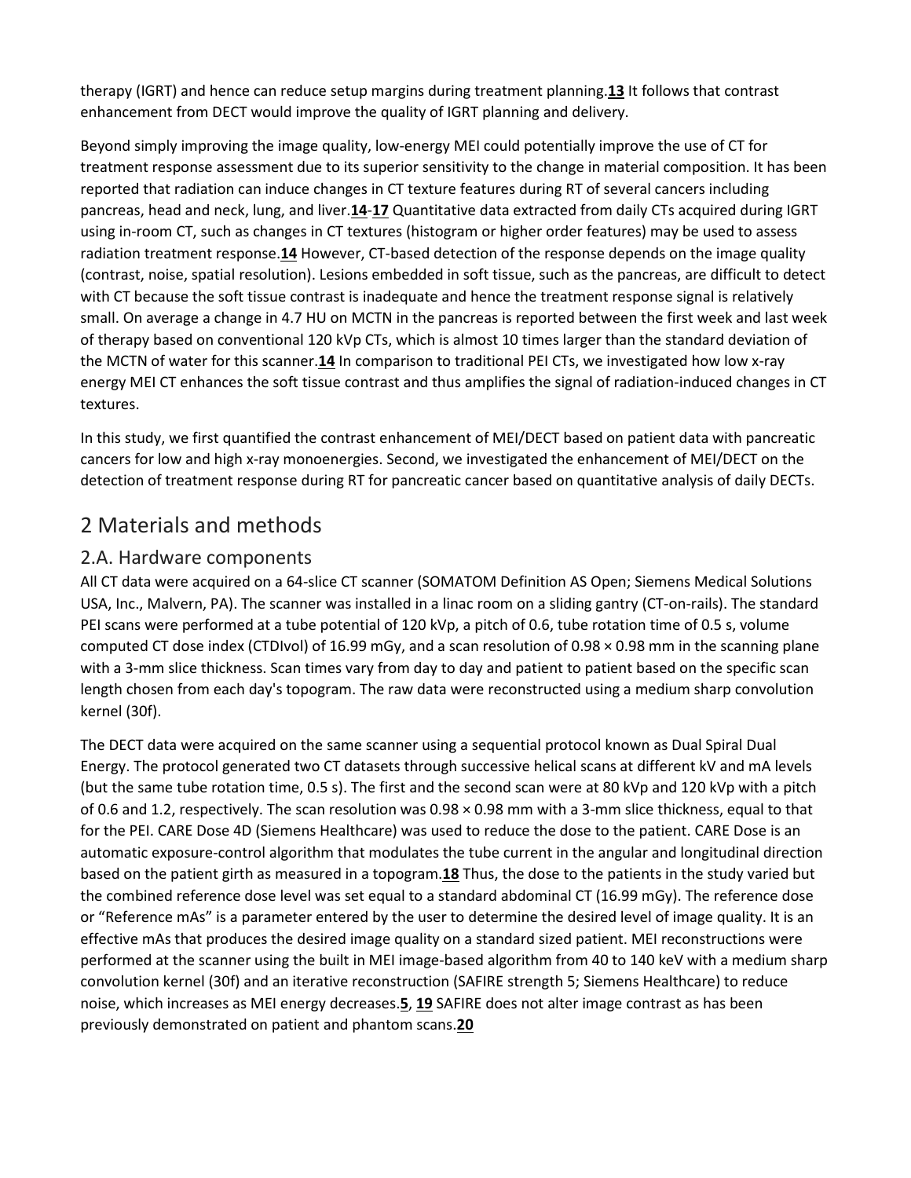therapy (IGRT) and hence can reduce setup margins during treatment planning.[13] It follows that contrast enhancement from DECT would improve the quality of IGRT planning and delivery.

Beyond simply improving the image quality, low-energy MEI could potentially improve the use of CT for treatment response assessment due to its superior sensitivity to the change in material composition. It has been reported that radiation can induce changes in CT texture features during RT of several cancers including pancreas, head and neck, lung, and liver.[14-17] Quantitative data extracted from daily CTs acquired during IGRT using in-room CT, such as changes in CT textures (histogram or higher order features) may be used to assess radiation treatment response.[14] However, CT-based detection of the response depends on the image quality (contrast, noise, spatial resolution). Lesions embedded in soft tissue, such as the pancreas, are difficult to detect with CT because the soft tissue contrast is inadequate and hence the treatment response signal is relatively small. On average a change in 4.7 HU on MCTN in the pancreas is reported between the first week and last week of therapy based on conventional 120 kVp CTs, which is almost 10 times larger than the standard deviation of the MCTN of water for this scanner.[14] In comparison to traditional PEI CTs, we investigated how low x-ray energy MEI CT enhances the soft tissue contrast and thus amplifies the signal of radiation-induced changes in CT textures.

In this study, we first quantified the contrast enhancement of MEI/DECT based on patient data with pancreatic cancers for low and high x-ray monoenergies. Second, we investigated the enhancement of MEI/DECT on the detection of treatment response during RT for pancreatic cancer based on quantitative analysis of daily DECTs.

# 2 Materials and methods

## 2.A. Hardware components

All CT data were acquired on a 64-slice CT scanner (SOMATOM Definition AS Open; Siemens Medical Solutions USA, Inc., Malvern, PA). The scanner was installed in a linac room on a sliding gantry (CT-on-rails). The standard PEI scans were performed at a tube potential of 120 kVp, a pitch of 0.6, tube rotation time of 0.5 s, volume computed CT dose index (CTDIvol) of 16.99 mGy, and a scan resolution of 0.98 × 0.98 mm in the scanning plane with a 3-mm slice thickness. Scan times vary from day to day and patient to patient based on the specific scan length chosen from each day's topogram. The raw data were reconstructed using a medium sharp convolution kernel (30f).

The DECT data were acquired on the same scanner using a sequential protocol known as Dual Spiral Dual Energy. The protocol generated two CT datasets through successive helical scans at different kV and mA levels (but the same tube rotation time, 0.5 s). The first and the second scan were at 80 kVp and 120 kVp with a pitch of 0.6 and 1.2, respectively. The scan resolution was 0.98 × 0.98 mm with a 3-mm slice thickness, equal to that for the PEI. CARE Dose 4D (Siemens Healthcare) was used to reduce the dose to the patient. CARE Dose is an automatic exposure-control algorithm that modulates the tube current in the angular and longitudinal direction based on the patient girth as measured in a topogram.[18] Thus, the dose to the patients in the study varied but the combined reference dose level was set equal to a standard abdominal CT (16.99 mGy). The reference dose or "Reference mAs" is a parameter entered by the user to determine the desired level of image quality. It is an effective mAs that produces the desired image quality on a standard sized patient. MEI reconstructions were performed at the scanner using the built in MEI image-based algorithm from 40 to 140 keV with a medium sharp convolution kernel (30f) and an iterative reconstruction (SAFIRE strength 5; Siemens Healthcare) to reduce noise, which increases as MEI energy decreases.[5, 19] SAFIRE does not alter image contrast as has been previously demonstrated on patient and phantom scans.[20]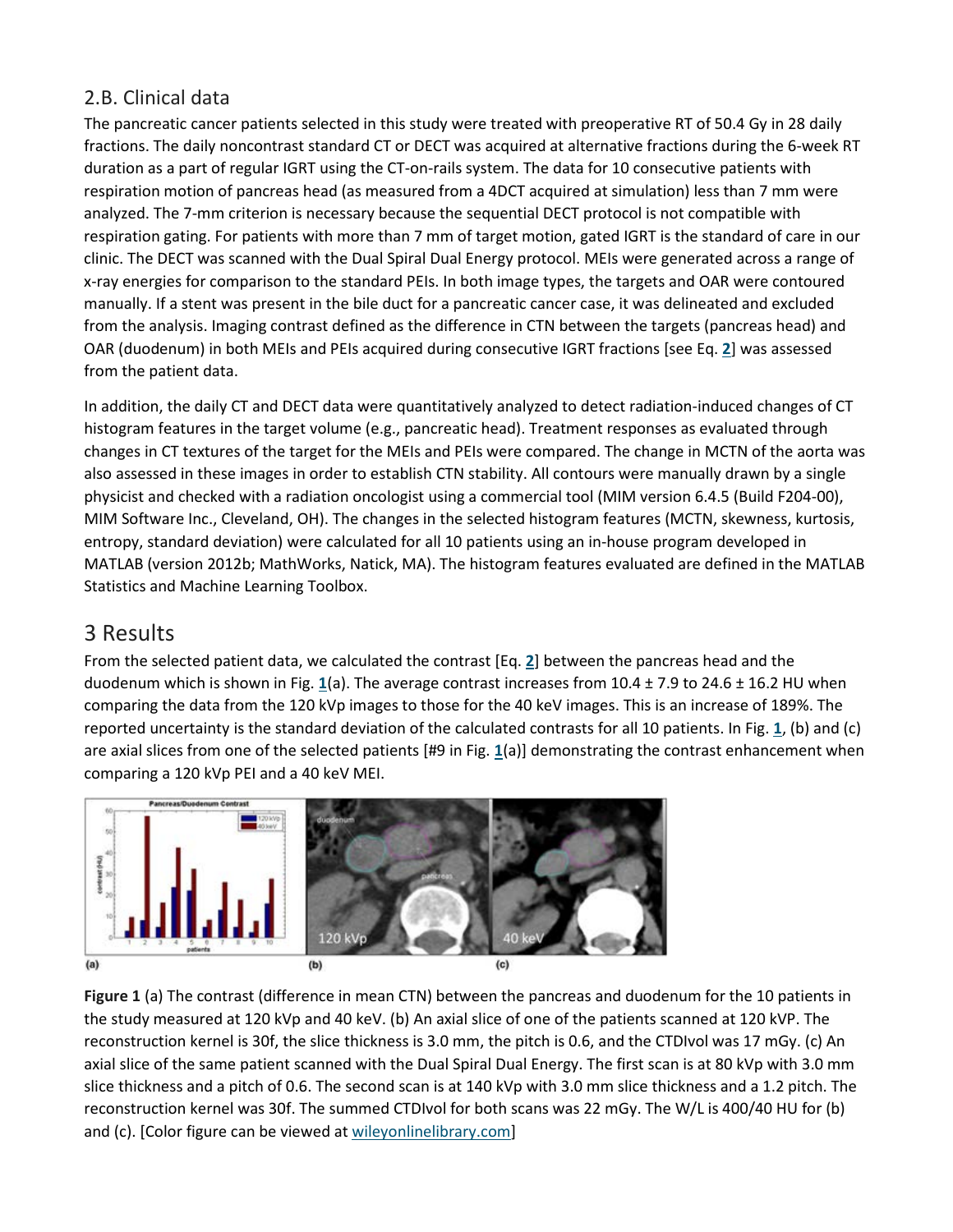## 2.B. Clinical data

The pancreatic cancer patients selected in this study were treated with preoperative RT of 50.4 Gy in 28 daily fractions. The daily noncontrast standard CT or DECT was acquired at alternative fractions during the 6-week RT duration as a part of regular IGRT using the CT-on-rails system. The data for 10 consecutive patients with respiration motion of pancreas head (as measured from a 4DCT acquired at simulation) less than 7 mm were analyzed. The 7-mm criterion is necessary because the sequential DECT protocol is not compatible with respiration gating. For patients with more than 7 mm of target motion, gated IGRT is the standard of care in our clinic. The DECT was scanned with the Dual Spiral Dual Energy protocol. MEIs were generated across a range of x-ray energies for comparison to the standard PEIs. In both image types, the targets and OAR were contoured manually. If a stent was present in the bile duct for a pancreatic cancer case, it was delineated and excluded from the analysis. Imaging contrast defined as the difference in CTN between the targets (pancreas head) and OAR (duodenum) in both MEIs and PEIs acquired during consecutive IGRT fractions [see Eq. 2] was assessed from the patient data.

In addition, the daily CT and DECT data were quantitatively analyzed to detect radiation-induced changes of CT histogram features in the target volume (e.g., pancreatic head). Treatment responses as evaluated through changes in CT textures of the target for the MEIs and PEIs were compared. The change in MCTN of the aorta was also assessed in these images in order to establish CTN stability. All contours were manually drawn by a single physicist and checked with a radiation oncologist using a commercial tool (MIM version 6.4.5 (Build F204-00), MIM Software Inc., Cleveland, OH). The changes in the selected histogram features (MCTN, skewness, kurtosis, entropy, standard deviation) were calculated for all 10 patients using an in-house program developed in MATLAB (version 2012b; MathWorks, Natick, MA). The histogram features evaluated are defined in the MATLAB Statistics and Machine Learning Toolbox.

# 3 Results

From the selected patient data, we calculated the contrast [Eq. 2] between the pancreas head and the duodenum which is shown in Fig. 1(a). The average contrast increases from 10.4 ± 7.9 to 24.6 ± 16.2 HU when comparing the data from the 120 kVp images to those for the 40 keV images. This is an increase of 189%. The reported uncertainty is the standard deviation of the calculated contrasts for all 10 patients. In Fig. 1, (b) and (c) are axial slices from one of the selected patients [#9 in Fig. 1(a)] demonstrating the contrast enhancement when comparing a 120 kVp PEI and a 40 keV MEI.

**Figure 1** (a) The contrast (difference in mean CTN) between the pancreas and duodenum for the 10 patients in the study measured at 120 kVp and 40 keV. (b) An axial slice of one of the patients scanned at 120 kVP. The reconstruction kernel is 30f, the slice thickness is 3.0 mm, the pitch is 0.6, and the CTDIvol was 17 mGy. (c) An axial slice of the same patient scanned with the Dual Spiral Dual Energy. The first scan is at 80 kVp with 3.0 mm slice thickness and a pitch of 0.6. The second scan is at 140 kVp with 3.0 mm slice thickness and a 1.2 pitch. The reconstruction kernel was 30f. The summed CTDIvol for both scans was 22 mGy. The W/L is 400/40 HU for (b) and (c). [Color figure can be viewed at wileyonlinelibrary.com]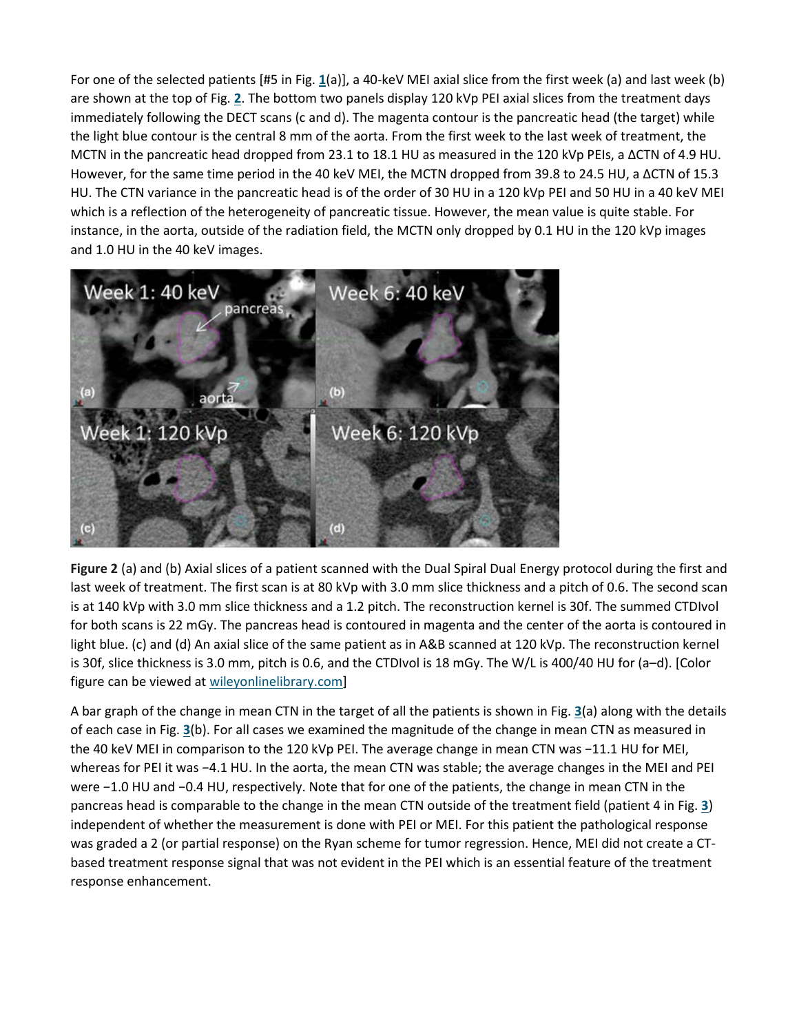For one of the selected patients [#5 in Fig. 1(a)], a 40-keV MEI axial slice from the first week (a) and last week (b) are shown at the top of Fig. 2. The bottom two panels display 120 kVp PEI axial slices from the treatment days immediately following the DECT scans (c and d). The magenta contour is the pancreatic head (the target) while the light blue contour is the central 8 mm of the aorta. From the first week to the last week of treatment, the MCTN in the pancreatic head dropped from 23.1 to 18.1 HU as measured in the 120 kVp PEIs, a ΔCTN of 4.9 HU. However, for the same time period in the 40 keV MEI, the MCTN dropped from 39.8 to 24.5 HU, a ΔCTN of 15.3 HU. The CTN variance in the pancreatic head is of the order of 30 HU in a 120 kVp PEI and 50 HU in a 40 keV MEI which is a reflection of the heterogeneity of pancreatic tissue. However, the mean value is quite stable. For instance, in the aorta, outside of the radiation field, the MCTN only dropped by 0.1 HU in the 120 kVp images and 1.0 HU in the 40 keV images.

**Figure 2** (a) and (b) Axial slices of a patient scanned with the Dual Spiral Dual Energy protocol during the first and last week of treatment. The first scan is at 80 kVp with 3.0 mm slice thickness and a pitch of 0.6. The second scan is at 140 kVp with 3.0 mm slice thickness and a 1.2 pitch. The reconstruction kernel is 30f. The summed CTDIvol for both scans is 22 mGy. The pancreas head is contoured in magenta and the center of the aorta is contoured in light blue. (c) and (d) An axial slice of the same patient as in A&B scanned at 120 kVp. The reconstruction kernel is 30f, slice thickness is 3.0 mm, pitch is 0.6, and the CTDIvol is 18 mGy. The W/L is 400/40 HU for (a–d). [Color figure can be viewed at wileyonlinelibrary.com]

A bar graph of the change in mean CTN in the target of all the patients is shown in Fig. 3(a) along with the details of each case in Fig. 3(b). For all cases we examined the magnitude of the change in mean CTN as measured in the 40 keV MEI in comparison to the 120 kVp PEI. The average change in mean CTN was −11.1 HU for MEI, whereas for PEI it was −4.1 HU. In the aorta, the mean CTN was stable; the average changes in the MEI and PEI were −1.0 HU and −0.4 HU, respectively. Note that for one of the patients, the change in mean CTN in the pancreas head is comparable to the change in the mean CTN outside of the treatment field (patient 4 in Fig. 3) independent of whether the measurement is done with PEI or MEI. For this patient the pathological response was graded a 2 (or partial response) on the Ryan scheme for tumor regression. Hence, MEI did not create a CT-based treatment response signal that was not evident in the PEI which is an essential feature of the treatment response enhancement.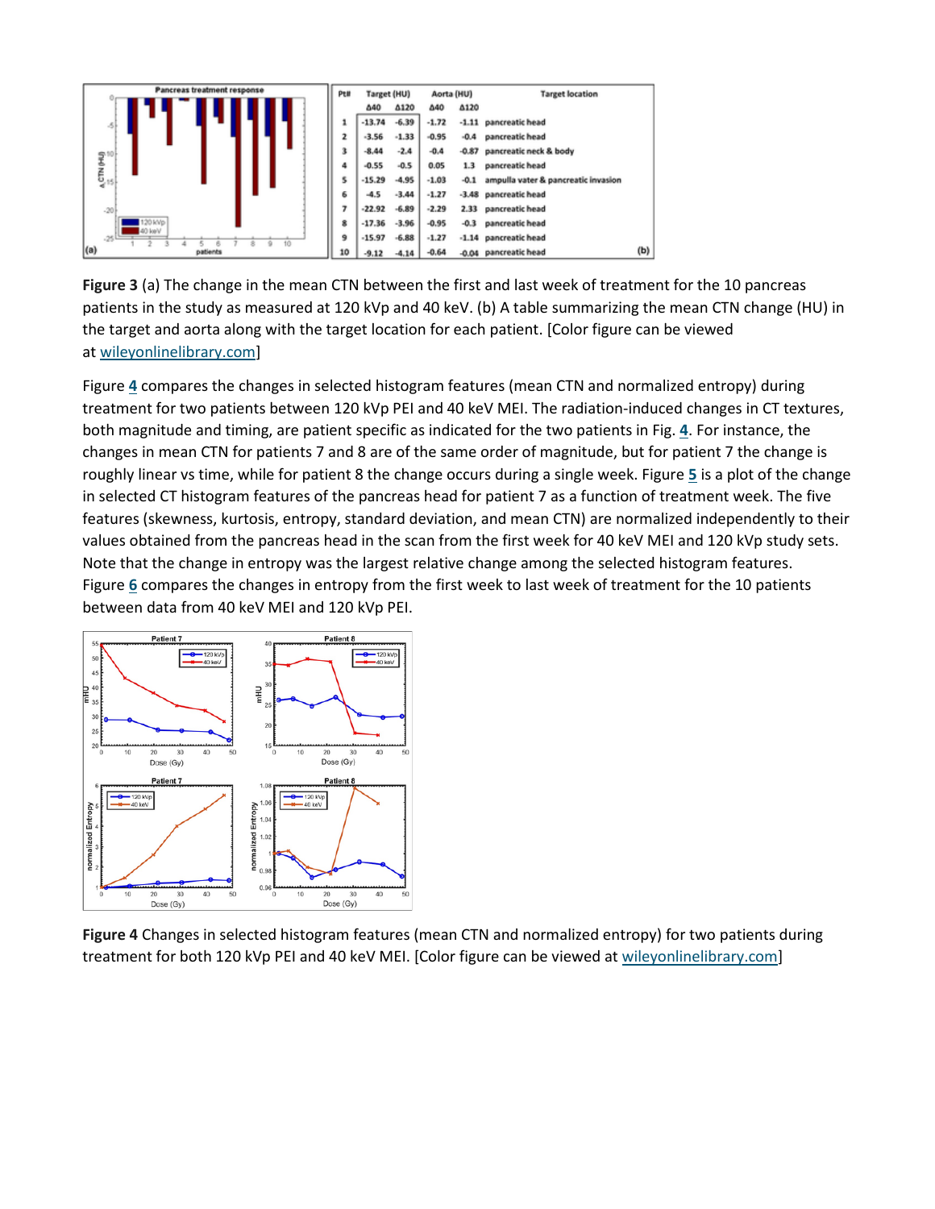| Pt# | Target (HU) | | Aorta (HU) | | Target location |
|---|---|---|---|---|---|
| | Δ40 | Δ120 | Δ40 | Δ120 | |
| 1 | -13.74 | -6.39 | -1.72 | -1.11 | pancreatic head |
| 2 | -3.56 | -1.33 | -0.95 | -0.4 | pancreatic head |
| 3 | -8.44 | -2.4 | -0.4 | -0.87 | pancreatic neck & body |
| 4 | -0.55 | -0.5 | 0.05 | 1.3 | pancreatic head |
| 5 | -15.29 | -4.95 | -1.03 | -0.1 | ampulla vater & pancreatic invasion |
| 6 | -4.5 | -3.44 | -1.27 | -3.48 | pancreatic head |
| 7 | -22.92 | -6.89 | -2.29 | 2.33 | pancreatic head |
| 8 | -17.36 | -3.96 | -0.95 | -0.3 | pancreatic head |
| 9 | -15.97 | -6.88 | -1.27 | -1.14 | pancreatic head |
| 10 | -9.12 | -4.14 | -0.64 | -0.04 | pancreatic head |

**Figure 3** (a) The change in the mean CTN between the first and last week of treatment for the 10 pancreas patients in the study as measured at 120 kVp and 40 keV. (b) A table summarizing the mean CTN change (HU) in the target and aorta along with the target location for each patient. [Color figure can be viewed at wileyonlinelibrary.com]

Figure 4 compares the changes in selected histogram features (mean CTN and normalized entropy) during treatment for two patients between 120 kVp PEI and 40 keV MEI. The radiation-induced changes in CT textures, both magnitude and timing, are patient specific as indicated for the two patients in Fig. 4. For instance, the changes in mean CTN for patients 7 and 8 are of the same order of magnitude, but for patient 7 the change is roughly linear vs time, while for patient 8 the change occurs during a single week. Figure 5 is a plot of the change in selected CT histogram features of the pancreas head for patient 7 as a function of treatment week. The five features (skewness, kurtosis, entropy, standard deviation, and mean CTN) are normalized independently to their values obtained from the pancreas head in the scan from the first week for 40 keV MEI and 120 kVp study sets. Note that the change in entropy was the largest relative change among the selected histogram features. Figure 6 compares the changes in entropy from the first week to last week of treatment for the 10 patients between data from 40 keV MEI and 120 kVp PEI.

**Figure 4** Changes in selected histogram features (mean CTN and normalized entropy) for two patients during treatment for both 120 kVp PEI and 40 keV MEI. [Color figure can be viewed at wileyonlinelibrary.com]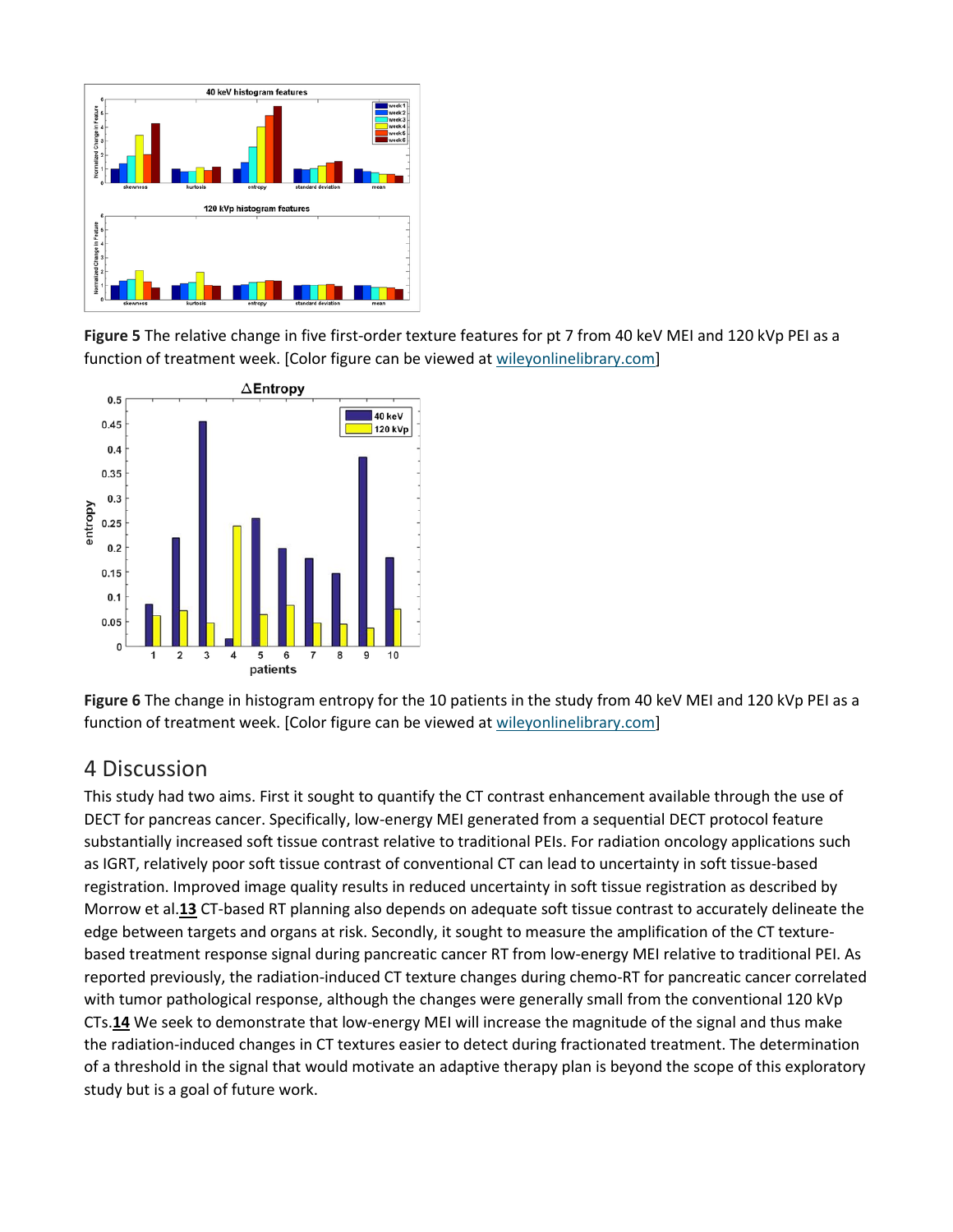**Figure 5** The relative change in five first-order texture features for pt 7 from 40 keV MEI and 120 kVp PEI as a function of treatment week. [Color figure can be viewed at wileyonlinelibrary.com]

**Figure 6** The change in histogram entropy for the 10 patients in the study from 40 keV MEI and 120 kVp PEI as a function of treatment week. [Color figure can be viewed at wileyonlinelibrary.com]

## 4 Discussion

This study had two aims. First it sought to quantify the CT contrast enhancement available through the use of DECT for pancreas cancer. Specifically, low-energy MEI generated from a sequential DECT protocol feature substantially increased soft tissue contrast relative to traditional PEIs. For radiation oncology applications such as IGRT, relatively poor soft tissue contrast of conventional CT can lead to uncertainty in soft tissue-based registration. Improved image quality results in reduced uncertainty in soft tissue registration as described by Morrow et al.[13] CT-based RT planning also depends on adequate soft tissue contrast to accurately delineate the edge between targets and organs at risk. Secondly, it sought to measure the amplification of the CT texture-based treatment response signal during pancreatic cancer RT from low-energy MEI relative to traditional PEI. As reported previously, the radiation-induced CT texture changes during chemo-RT for pancreatic cancer correlated with tumor pathological response, although the changes were generally small from the conventional 120 kVp CTs.[14] We seek to demonstrate that low-energy MEI will increase the magnitude of the signal and thus make the radiation-induced changes in CT textures easier to detect during fractionated treatment. The determination of a threshold in the signal that would motivate an adaptive therapy plan is beyond the scope of this exploratory study but is a goal of future work.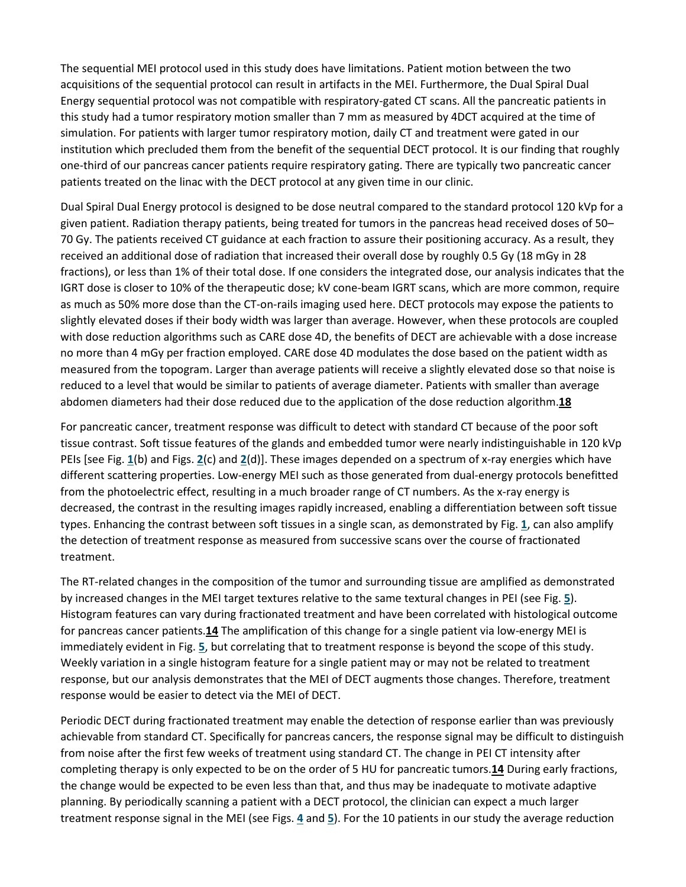The sequential MEI protocol used in this study does have limitations. Patient motion between the two acquisitions of the sequential protocol can result in artifacts in the MEI. Furthermore, the Dual Spiral Dual Energy sequential protocol was not compatible with respiratory-gated CT scans. All the pancreatic patients in this study had a tumor respiratory motion smaller than 7 mm as measured by 4DCT acquired at the time of simulation. For patients with larger tumor respiratory motion, daily CT and treatment were gated in our institution which precluded them from the benefit of the sequential DECT protocol. It is our finding that roughly one-third of our pancreas cancer patients require respiratory gating. There are typically two pancreatic cancer patients treated on the linac with the DECT protocol at any given time in our clinic.

Dual Spiral Dual Energy protocol is designed to be dose neutral compared to the standard protocol 120 kVp for a given patient. Radiation therapy patients, being treated for tumors in the pancreas head received doses of 50–70 Gy. The patients received CT guidance at each fraction to assure their positioning accuracy. As a result, they received an additional dose of radiation that increased their overall dose by roughly 0.5 Gy (18 mGy in 28 fractions), or less than 1% of their total dose. If one considers the integrated dose, our analysis indicates that the IGRT dose is closer to 10% of the therapeutic dose; kV cone-beam IGRT scans, which are more common, require as much as 50% more dose than the CT-on-rails imaging used here. DECT protocols may expose the patients to slightly elevated doses if their body width was larger than average. However, when these protocols are coupled with dose reduction algorithms such as CARE dose 4D, the benefits of DECT are achievable with a dose increase no more than 4 mGy per fraction employed. CARE dose 4D modulates the dose based on the patient width as measured from the topogram. Larger than average patients will receive a slightly elevated dose so that noise is reduced to a level that would be similar to patients of average diameter. Patients with smaller than average abdomen diameters had their dose reduced due to the application of the dose reduction algorithm.[18]

For pancreatic cancer, treatment response was difficult to detect with standard CT because of the poor soft tissue contrast. Soft tissue features of the glands and embedded tumor were nearly indistinguishable in 120 kVp PEIs [see Fig. 1(b) and Figs. 2(c) and 2(d)]. These images depended on a spectrum of x-ray energies which have different scattering properties. Low-energy MEI such as those generated from dual-energy protocols benefitted from the photoelectric effect, resulting in a much broader range of CT numbers. As the x-ray energy is decreased, the contrast in the resulting images rapidly increased, enabling a differentiation between soft tissue types. Enhancing the contrast between soft tissues in a single scan, as demonstrated by Fig. 1, can also amplify the detection of treatment response as measured from successive scans over the course of fractionated treatment.

The RT-related changes in the composition of the tumor and surrounding tissue are amplified as demonstrated by increased changes in the MEI target textures relative to the same textural changes in PEI (see Fig. 5). Histogram features can vary during fractionated treatment and have been correlated with histological outcome for pancreas cancer patients.[14] The amplification of this change for a single patient via low-energy MEI is immediately evident in Fig. 5, but correlating that to treatment response is beyond the scope of this study. Weekly variation in a single histogram feature for a single patient may or may not be related to treatment response, but our analysis demonstrates that the MEI of DECT augments those changes. Therefore, treatment response would be easier to detect via the MEI of DECT.

Periodic DECT during fractionated treatment may enable the detection of response earlier than was previously achievable from standard CT. Specifically for pancreas cancers, the response signal may be difficult to distinguish from noise after the first few weeks of treatment using standard CT. The change in PEI CT intensity after completing therapy is only expected to be on the order of 5 HU for pancreatic tumors.[14] During early fractions, the change would be expected to be even less than that, and thus may be inadequate to motivate adaptive planning. By periodically scanning a patient with a DECT protocol, the clinician can expect a much larger treatment response signal in the MEI (see Figs. 4 and 5). For the 10 patients in our study the average reduction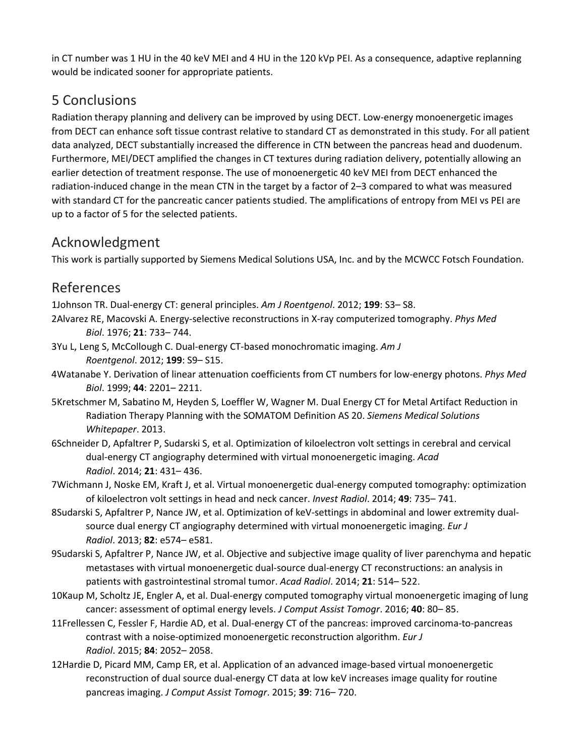in CT number was 1 HU in the 40 keV MEI and 4 HU in the 120 kVp PEI. As a consequence, adaptive replanning would be indicated sooner for appropriate patients.

## 5 Conclusions

Radiation therapy planning and delivery can be improved by using DECT. Low-energy monoenergetic images from DECT can enhance soft tissue contrast relative to standard CT as demonstrated in this study. For all patient data analyzed, DECT substantially increased the difference in CTN between the pancreas head and duodenum. Furthermore, MEI/DECT amplified the changes in CT textures during radiation delivery, potentially allowing an earlier detection of treatment response. The use of monoenergetic 40 keV MEI from DECT enhanced the radiation-induced change in the mean CTN in the target by a factor of 2–3 compared to what was measured with standard CT for the pancreatic cancer patients studied. The amplifications of entropy from MEI vs PEI are up to a factor of 5 for the selected patients.

## Acknowledgment

This work is partially supported by Siemens Medical Solutions USA, Inc. and by the MCWCC Fotsch Foundation.

## References

1Johnson TR. Dual-energy CT: general principles. *Am J Roentgenol*. 2012; **199**: S3– S8.

2Alvarez RE, Macovski A. Energy-selective reconstructions in X-ray computerized tomography. *Phys Med Biol*. 1976; **21**: 733– 744.

3Yu L, Leng S, McCollough C. Dual-energy CT-based monochromatic imaging. *Am J Roentgenol*. 2012; **199**: S9– S15.

4Watanabe Y. Derivation of linear attenuation coefficients from CT numbers for low-energy photons. *Phys Med Biol*. 1999; **44**: 2201– 2211.

5Kretschmer M, Sabatino M, Heyden S, Loeffler W, Wagner M. Dual Energy CT for Metal Artifact Reduction in Radiation Therapy Planning with the SOMATOM Definition AS 20. *Siemens Medical Solutions Whitepaper*. 2013.

6Schneider D, Apfaltrer P, Sudarski S, et al. Optimization of kiloelectron volt settings in cerebral and cervical dual-energy CT angiography determined with virtual monoenergetic imaging. *Acad Radiol*. 2014; **21**: 431– 436.

7Wichmann J, Noske EM, Kraft J, et al. Virtual monoenergetic dual-energy computed tomography: optimization of kiloelectron volt settings in head and neck cancer. *Invest Radiol*. 2014; **49**: 735– 741.

8Sudarski S, Apfaltrer P, Nance JW, et al. Optimization of keV-settings in abdominal and lower extremity dual-source dual energy CT angiography determined with virtual monoenergetic imaging. *Eur J Radiol*. 2013; **82**: e574– e581.

9Sudarski S, Apfaltrer P, Nance JW, et al. Objective and subjective image quality of liver parenchyma and hepatic metastases with virtual monoenergetic dual-source dual-energy CT reconstructions: an analysis in patients with gastrointestinal stromal tumor. *Acad Radiol*. 2014; **21**: 514– 522.

10Kaup M, Scholtz JE, Engler A, et al. Dual-energy computed tomography virtual monoenergetic imaging of lung cancer: assessment of optimal energy levels. *J Comput Assist Tomogr*. 2016; **40**: 80– 85.

11Frellessen C, Fessler F, Hardie AD, et al. Dual-energy CT of the pancreas: improved carcinoma-to-pancreas contrast with a noise-optimized monoenergetic reconstruction algorithm. *Eur J Radiol*. 2015; **84**: 2052– 2058.

12Hardie D, Picard MM, Camp ER, et al. Application of an advanced image-based virtual monoenergetic reconstruction of dual source dual-energy CT data at low keV increases image quality for routine pancreas imaging. *J Comput Assist Tomogr*. 2015; **39**: 716– 720.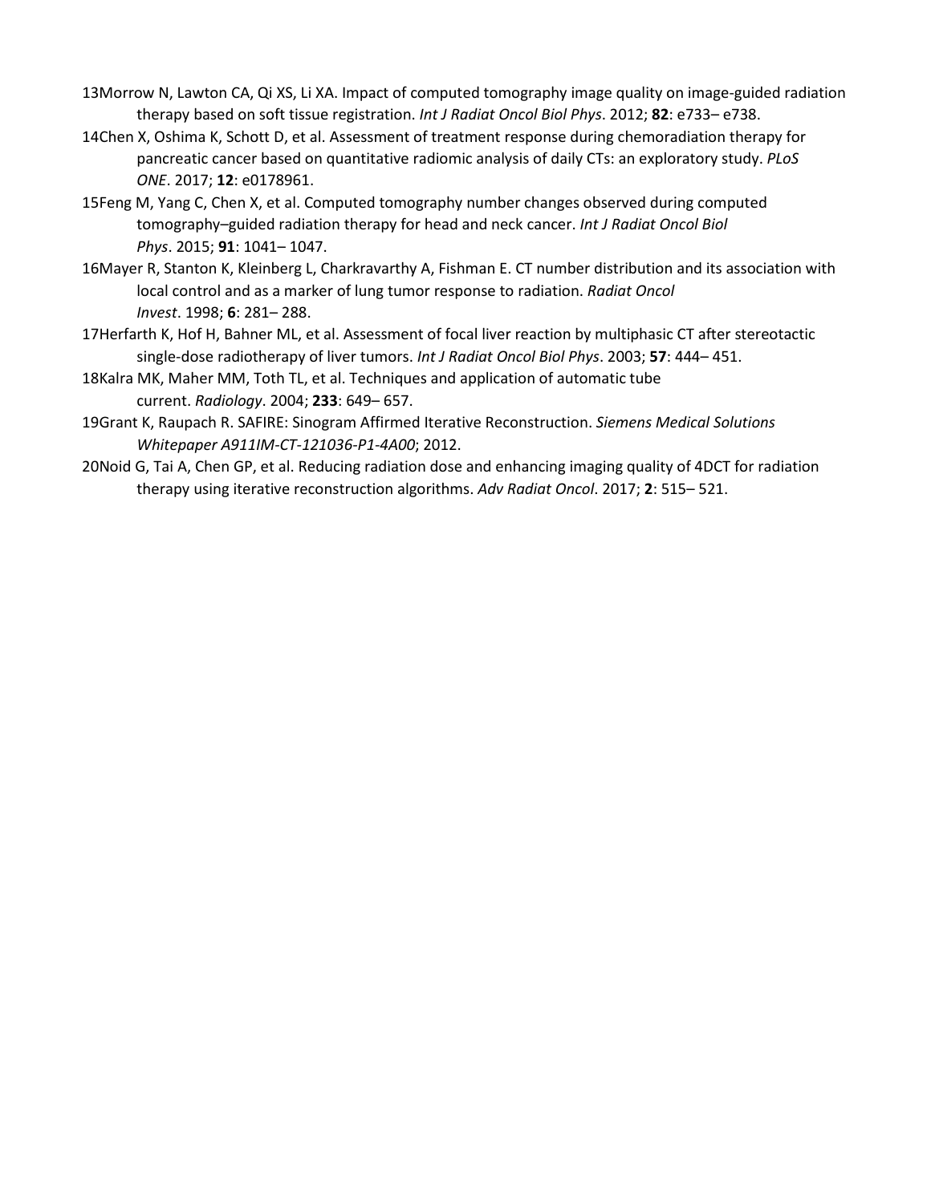13Morrow N, Lawton CA, Qi XS, Li XA. Impact of computed tomography image quality on image-guided radiation therapy based on soft tissue registration. *Int J Radiat Oncol Biol Phys*. 2012; **82**: e733– e738.

14Chen X, Oshima K, Schott D, et al. Assessment of treatment response during chemoradiation therapy for pancreatic cancer based on quantitative radiomic analysis of daily CTs: an exploratory study. *PLoS ONE*. 2017; **12**: e0178961.

15Feng M, Yang C, Chen X, et al. Computed tomography number changes observed during computed tomography–guided radiation therapy for head and neck cancer. *Int J Radiat Oncol Biol Phys*. 2015; **91**: 1041– 1047.

16Mayer R, Stanton K, Kleinberg L, Charkravarthy A, Fishman E. CT number distribution and its association with local control and as a marker of lung tumor response to radiation. *Radiat Oncol Invest*. 1998; **6**: 281– 288.

17Herfarth K, Hof H, Bahner ML, et al. Assessment of focal liver reaction by multiphasic CT after stereotactic single-dose radiotherapy of liver tumors. *Int J Radiat Oncol Biol Phys*. 2003; **57**: 444– 451.

18Kalra MK, Maher MM, Toth TL, et al. Techniques and application of automatic tube current. *Radiology*. 2004; **233**: 649– 657.

19Grant K, Raupach R. SAFIRE: Sinogram Affirmed Iterative Reconstruction. *Siemens Medical Solutions Whitepaper A911IM-CT-121036-P1-4A00*; 2012.

20Noid G, Tai A, Chen GP, et al. Reducing radiation dose and enhancing imaging quality of 4DCT for radiation therapy using iterative reconstruction algorithms. *Adv Radiat Oncol*. 2017; **2**: 515– 521.